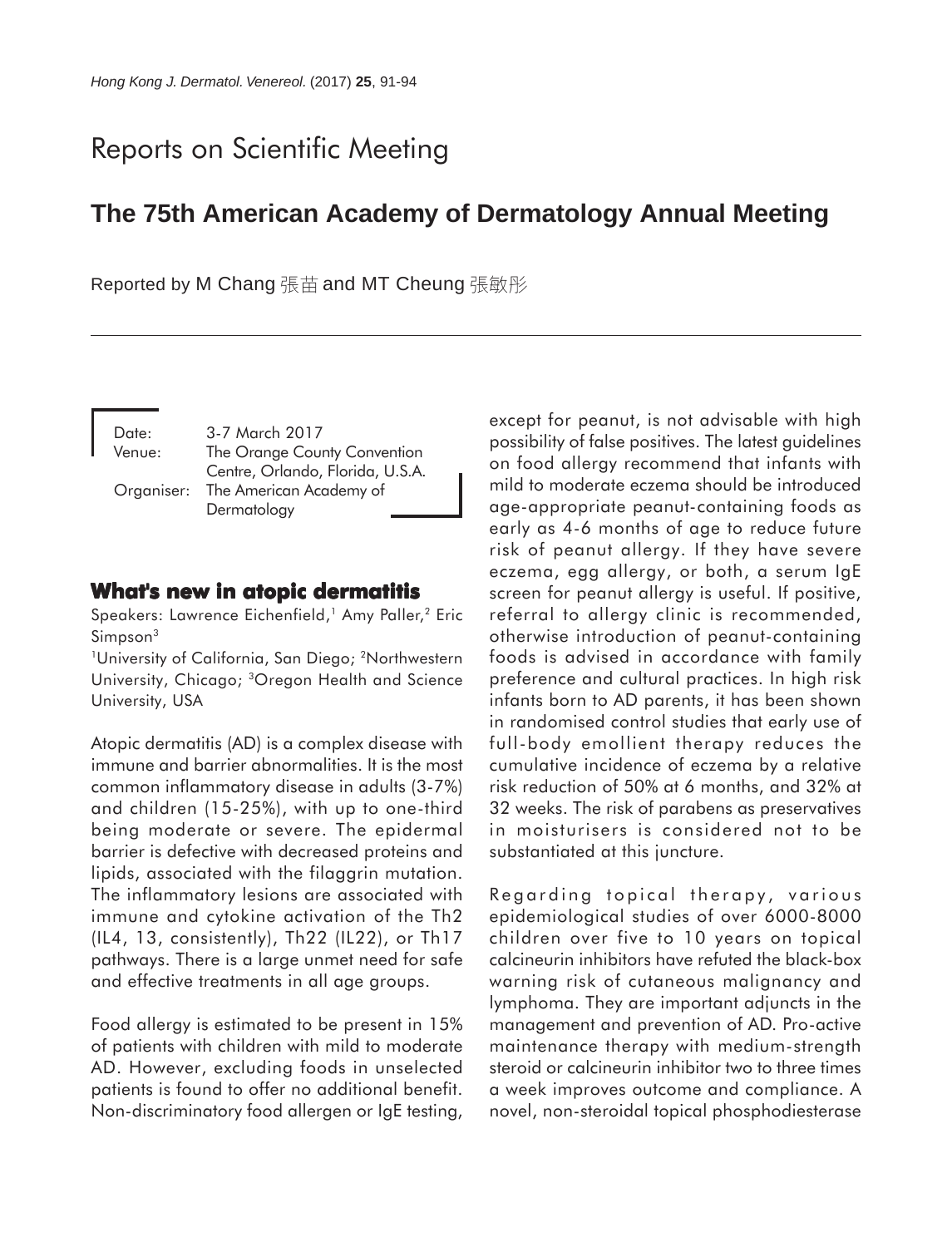# Reports on Scientific Meeting

## The 75th American Academy of Dermatology Annual Meeting

Reported by M Chang 張苗 and MT Cheung 張敏彤

| | |
|---|---|
| Date: | 3-7 March 2017 |
| Venue: | The Orange County Convention Centre, Orlando, Florida, U.S.A. |
| Organiser: | The American Academy of Dermatology |

### What's new in atopic dermatitis

Speakers: Lawrence Eichenfield,[1] Amy Paller,[2] Eric Simpson[3]

[1]University of California, San Diego; [2]Northwestern University, Chicago; [3]Oregon Health and Science University, USA

Atopic dermatitis (AD) is a complex disease with immune and barrier abnormalities. It is the most common inflammatory disease in adults (3-7%) and children (15-25%), with up to one-third being moderate or severe. The epidermal barrier is defective with decreased proteins and lipids, associated with the filaggrin mutation. The inflammatory lesions are associated with immune and cytokine activation of the Th2 (IL4, 13, consistently), Th22 (IL22), or Th17 pathways. There is a large unmet need for safe and effective treatments in all age groups.

Food allergy is estimated to be present in 15% of patients with children with mild to moderate AD. However, excluding foods in unselected patients is found to offer no additional benefit. Non-discriminatory food allergen or IgE testing, except for peanut, is not advisable with high possibility of false positives. The latest guidelines on food allergy recommend that infants with mild to moderate eczema should be introduced age-appropriate peanut-containing foods as early as 4-6 months of age to reduce future risk of peanut allergy. If they have severe eczema, egg allergy, or both, a serum IgE screen for peanut allergy is useful. If positive, referral to allergy clinic is recommended, otherwise introduction of peanut-containing foods is advised in accordance with family preference and cultural practices. In high risk infants born to AD parents, it has been shown in randomised control studies that early use of full-body emollient therapy reduces the cumulative incidence of eczema by a relative risk reduction of 50% at 6 months, and 32% at 32 weeks. The risk of parabens as preservatives in moisturisers is considered not to be substantiated at this juncture.

Regarding topical therapy, various epidemiological studies of over 6000-8000 children over five to 10 years on topical calcineurin inhibitors have refuted the black-box warning risk of cutaneous malignancy and lymphoma. They are important adjuncts in the management and prevention of AD. Pro-active maintenance therapy with medium-strength steroid or calcineurin inhibitor two to three times a week improves outcome and compliance. A novel, non-steroidal topical phosphodiesterase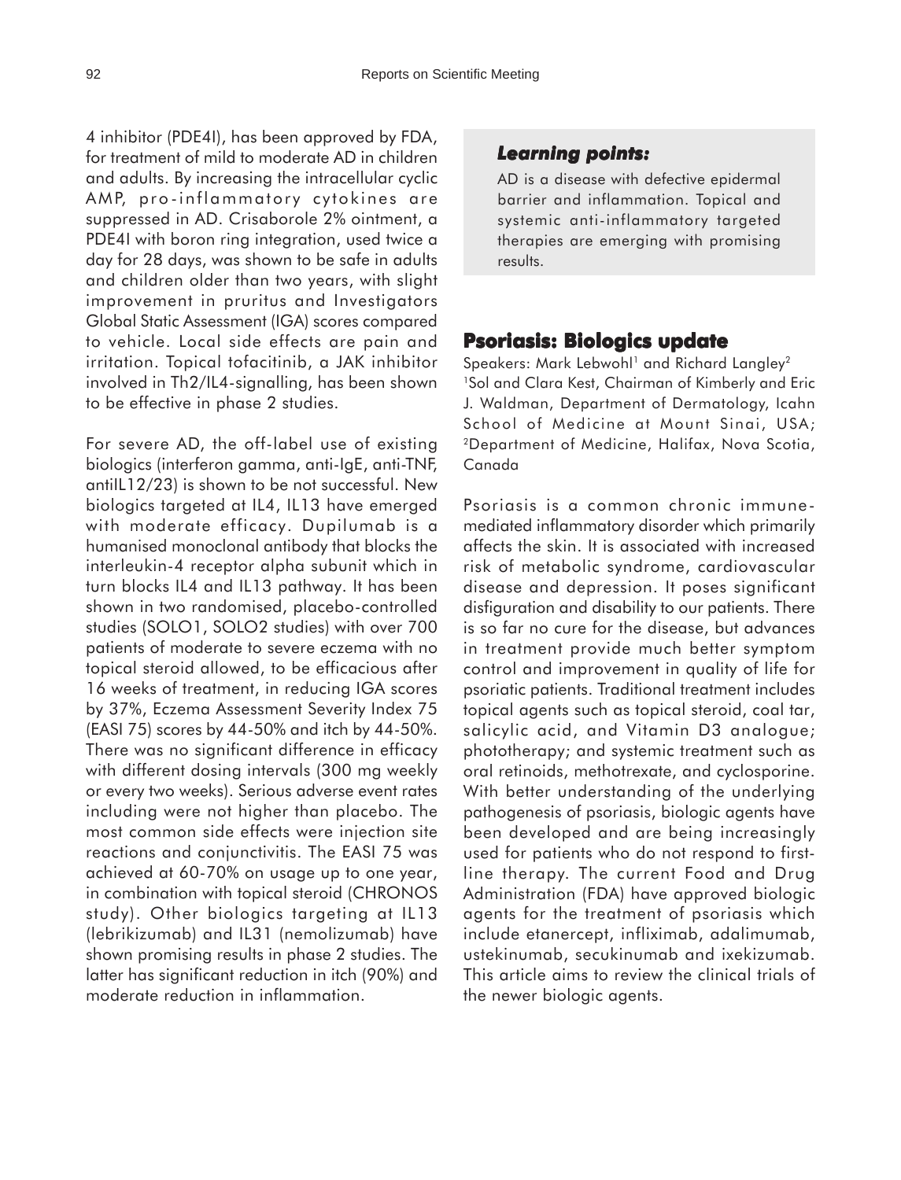4 inhibitor (PDE4I), has been approved by FDA, for treatment of mild to moderate AD in children and adults. By increasing the intracellular cyclic AMP, pro-inflammatory cytokines are suppressed in AD. Crisaborole 2% ointment, a PDE4I with boron ring integration, used twice a day for 28 days, was shown to be safe in adults and children older than two years, with slight improvement in pruritus and Investigators Global Static Assessment (IGA) scores compared to vehicle. Local side effects are pain and irritation. Topical tofacitinib, a JAK inhibitor involved in Th2/IL4-signalling, has been shown to be effective in phase 2 studies.

For severe AD, the off-label use of existing biologics (interferon gamma, anti-IgE, anti-TNF, antiIL12/23) is shown to be not successful. New biologics targeted at IL4, IL13 have emerged with moderate efficacy. Dupilumab is a humanised monoclonal antibody that blocks the interleukin-4 receptor alpha subunit which in turn blocks IL4 and IL13 pathway. It has been shown in two randomised, placebo-controlled studies (SOLO1, SOLO2 studies) with over 700 patients of moderate to severe eczema with no topical steroid allowed, to be efficacious after 16 weeks of treatment, in reducing IGA scores by 37%, Eczema Assessment Severity Index 75 (EASI 75) scores by 44-50% and itch by 44-50%. There was no significant difference in efficacy with different dosing intervals (300 mg weekly or every two weeks). Serious adverse event rates including were not higher than placebo. The most common side effects were injection site reactions and conjunctivitis. The EASI 75 was achieved at 60-70% on usage up to one year, in combination with topical steroid (CHRONOS study). Other biologics targeting at IL13 (lebrikizumab) and IL31 (nemolizumab) have shown promising results in phase 2 studies. The latter has significant reduction in itch (90%) and moderate reduction in inflammation.

> ***Learning points:***
>
> AD is a disease with defective epidermal barrier and inflammation. Topical and systemic anti-inflammatory targeted therapies are emerging with promising results.

## Psoriasis: Biologics update

Speakers: Mark Lebwohl[1] and Richard Langley[2]

[1]Sol and Clara Kest, Chairman of Kimberly and Eric J. Waldman, Department of Dermatology, Icahn School of Medicine at Mount Sinai, USA; [2]Department of Medicine, Halifax, Nova Scotia, Canada

Psoriasis is a common chronic immune-mediated inflammatory disorder which primarily affects the skin. It is associated with increased risk of metabolic syndrome, cardiovascular disease and depression. It poses significant disfiguration and disability to our patients. There is so far no cure for the disease, but advances in treatment provide much better symptom control and improvement in quality of life for psoriatic patients. Traditional treatment includes topical agents such as topical steroid, coal tar, salicylic acid, and Vitamin D3 analogue; phototherapy; and systemic treatment such as oral retinoids, methotrexate, and cyclosporine. With better understanding of the underlying pathogenesis of psoriasis, biologic agents have been developed and are being increasingly used for patients who do not respond to first-line therapy. The current Food and Drug Administration (FDA) have approved biologic agents for the treatment of psoriasis which include etanercept, infliximab, adalimumab, ustekinumab, secukinumab and ixekizumab. This article aims to review the clinical trials of the newer biologic agents.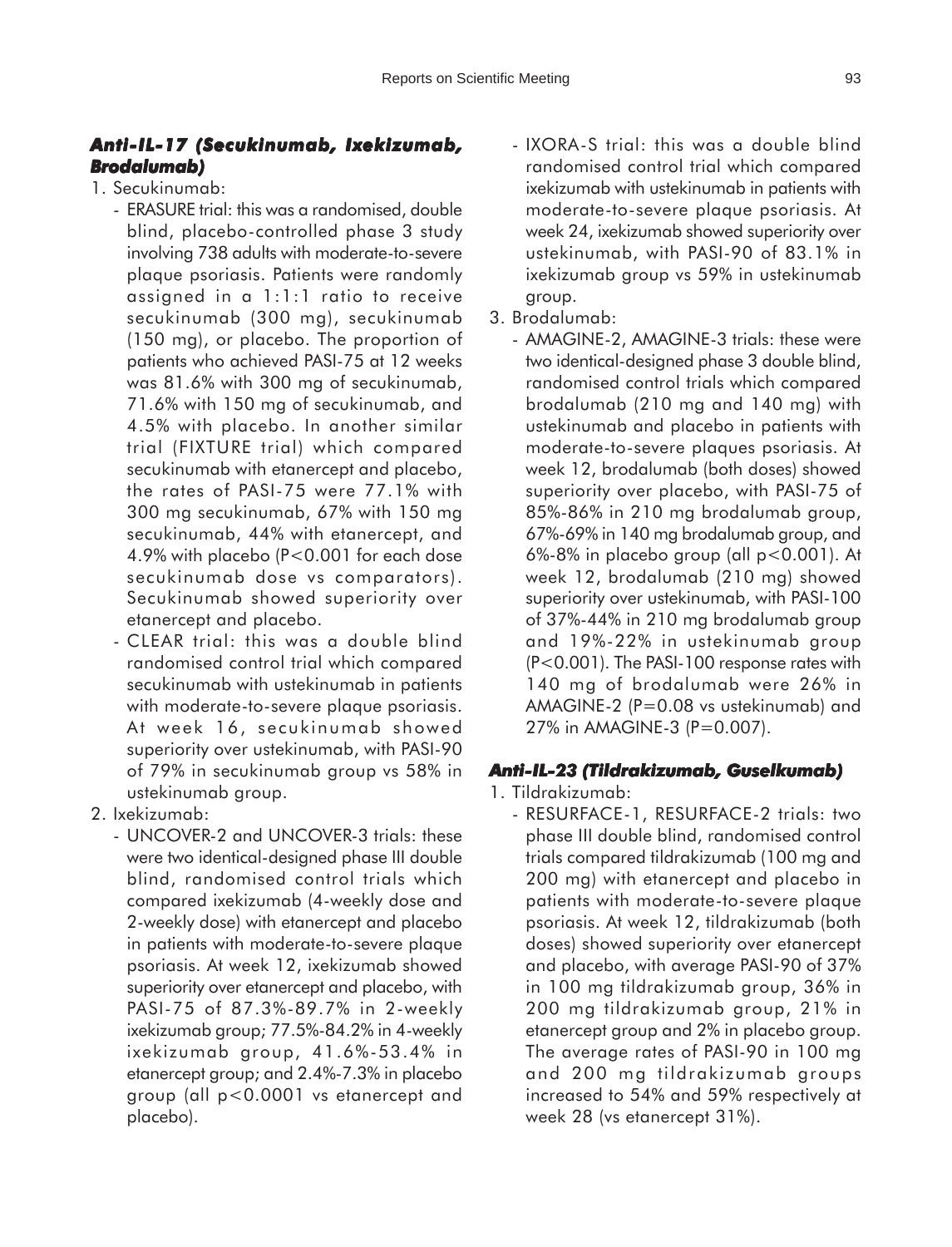### *Anti-IL-17 (Secukinumab, Ixekizumab, Brodalumab)*

1. Secukinumab:
   - ERASURE trial: this was a randomised, double blind, placebo-controlled phase 3 study involving 738 adults with moderate-to-severe plaque psoriasis. Patients were randomly assigned in a 1:1:1 ratio to receive secukinumab (300 mg), secukinumab (150 mg), or placebo. The proportion of patients who achieved PASI-75 at 12 weeks was 81.6% with 300 mg of secukinumab, 71.6% with 150 mg of secukinumab, and 4.5% with placebo. In another similar trial (FIXTURE trial) which compared secukinumab with etanercept and placebo, the rates of PASI-75 were 77.1% with 300 mg secukinumab, 67% with 150 mg secukinumab, 44% with etanercept, and 4.9% with placebo ($P<0.001$ for each dose secukinumab dose vs comparators). Secukinumab showed superiority over etanercept and placebo.
   - CLEAR trial: this was a double blind randomised control trial which compared secukinumab with ustekinumab in patients with moderate-to-severe plaque psoriasis. At week 16, secukinumab showed superiority over ustekinumab, with PASI-90 of 79% in secukinumab group vs 58% in ustekinumab group.
2. Ixekizumab:
   - UNCOVER-2 and UNCOVER-3 trials: these were two identical-designed phase III double blind, randomised control trials which compared ixekizumab (4-weekly dose and 2-weekly dose) with etanercept and placebo in patients with moderate-to-severe plaque psoriasis. At week 12, ixekizumab showed superiority over etanercept and placebo, with PASI-75 of 87.3%-89.7% in 2-weekly ixekizumab group; 77.5%-84.2% in 4-weekly ixekizumab group, 41.6%-53.4% in etanercept group; and 2.4%-7.3% in placebo group (all $p<0.0001$ vs etanercept and placebo).
   - IXORA-S trial: this was a double blind randomised control trial which compared ixekizumab with ustekinumab in patients with moderate-to-severe plaque psoriasis. At week 24, ixekizumab showed superiority over ustekinumab, with PASI-90 of 83.1% in ixekizumab group vs 59% in ustekinumab group.
3. Brodalumab:
   - AMAGINE-2, AMAGINE-3 trials: these were two identical-designed phase 3 double blind, randomised control trials which compared brodalumab (210 mg and 140 mg) with ustekinumab and placebo in patients with moderate-to-severe plaques psoriasis. At week 12, brodalumab (both doses) showed superiority over placebo, with PASI-75 of 85%-86% in 210 mg brodalumab group, 67%-69% in 140 mg brodalumab group, and 6%-8% in placebo group (all $p<0.001$). At week 12, brodalumab (210 mg) showed superiority over ustekinumab, with PASI-100 of 37%-44% in 210 mg brodalumab group and 19%-22% in ustekinumab group ($P<0.001$). The PASI-100 response rates with 140 mg of brodalumab were 26% in AMAGINE-2 ($P=0.08$ vs ustekinumab) and 27% in AMAGINE-3 ($P=0.007$).

### *Anti-IL-23 (Tildrakizumab, Guselkumab)*

1. Tildrakizumab:
   - RESURFACE-1, RESURFACE-2 trials: two phase III double blind, randomised control trials compared tildrakizumab (100 mg and 200 mg) with etanercept and placebo in patients with moderate-to-severe plaque psoriasis. At week 12, tildrakizumab (both doses) showed superiority over etanercept and placebo, with average PASI-90 of 37% in 100 mg tildrakizumab group, 36% in 200 mg tildrakizumab group, 21% in etanercept group and 2% in placebo group. The average rates of PASI-90 in 100 mg and 200 mg tildrakizumab groups increased to 54% and 59% respectively at week 28 (vs etanercept 31%).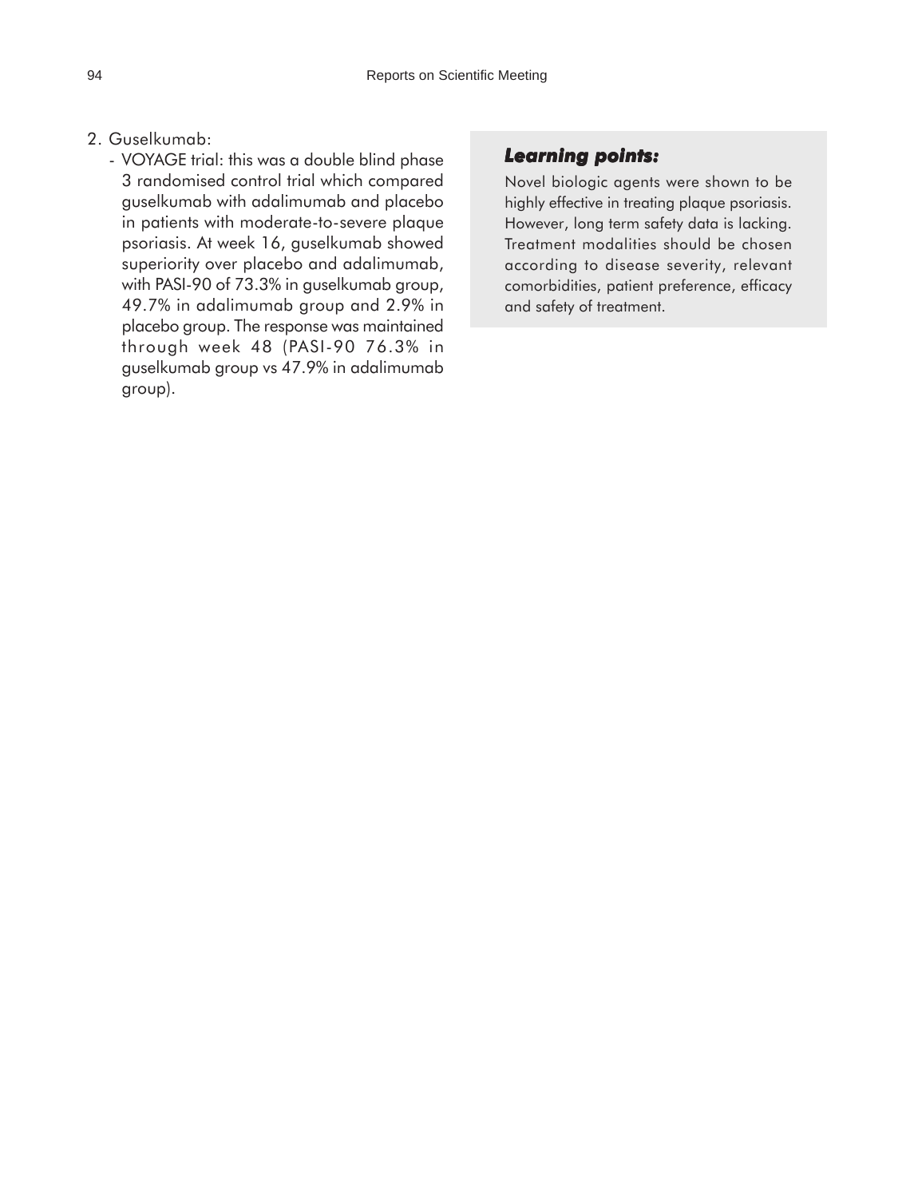2. Guselkumab:
   - VOYAGE trial: this was a double blind phase 3 randomised control trial which compared guselkumab with adalimumab and placebo in patients with moderate-to-severe plaque psoriasis. At week 16, guselkumab showed superiority over placebo and adalimumab, with PASI-90 of 73.3% in guselkumab group, 49.7% in adalimumab group and 2.9% in placebo group. The response was maintained through week 48 (PASI-90 76.3% in guselkumab group vs 47.9% in adalimumab group).

### *Learning points:*

Novel biologic agents were shown to be highly effective in treating plaque psoriasis. However, long term safety data is lacking. Treatment modalities should be chosen according to disease severity, relevant comorbidities, patient preference, efficacy and safety of treatment.